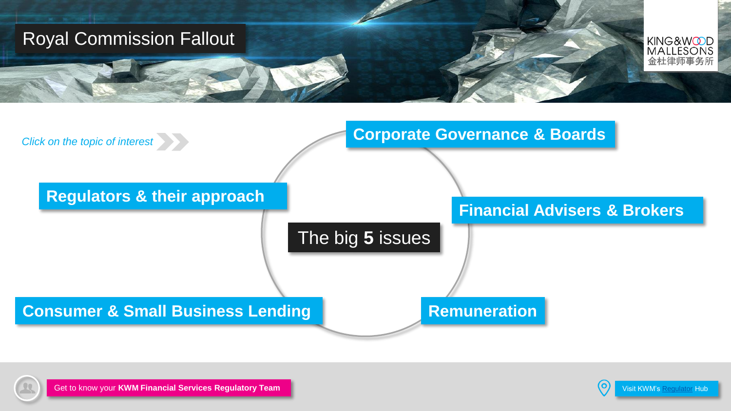# Royal Commission Fallout

KING&WOOD MALLESONS 金杜律师事务所

*Click on the topic of interest*

## The big **5** issues

- **Corporate Governance & Boards**
- **Regulators & their approach**
- **Financial Advisers & Brokers**
- **Consumer & Small Business Lending**
- **Remuneration**

Get to know your **KWM Financial Services Regulatory Team**

Visit KWM's Regulator Hub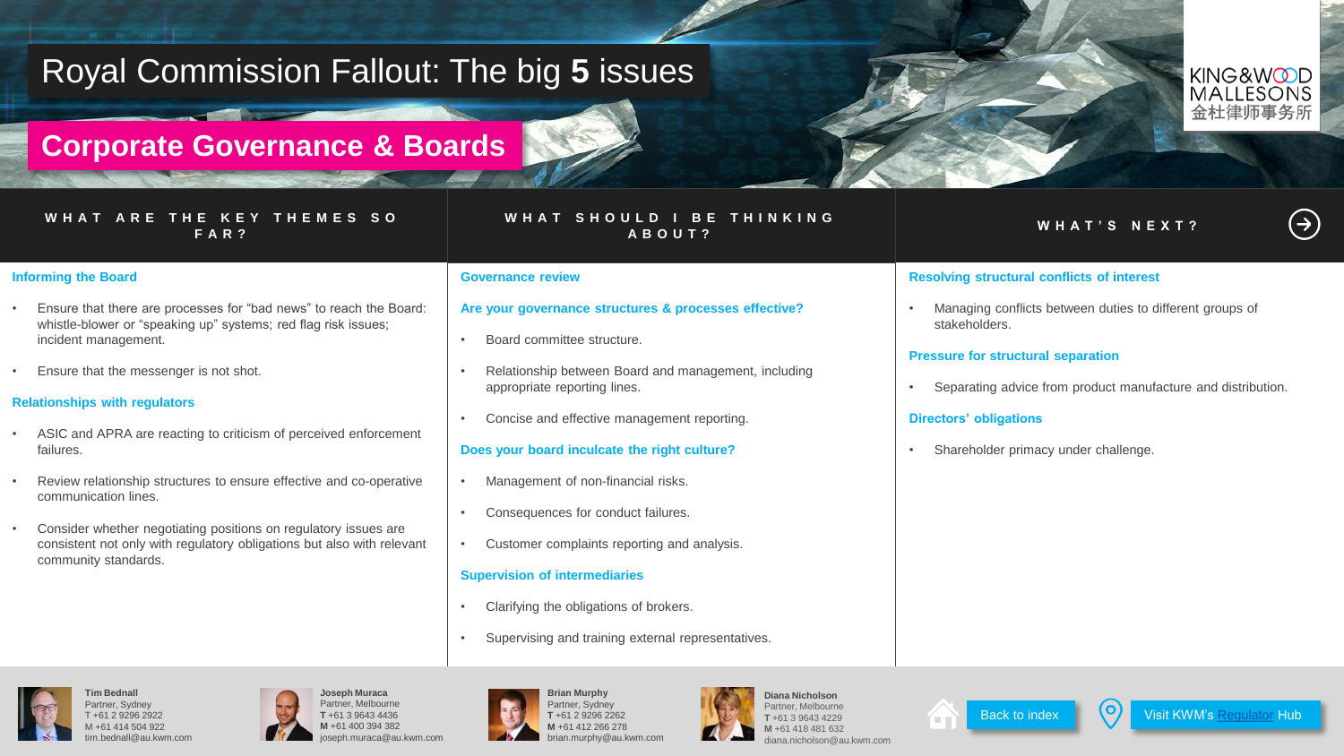# Royal Commission Fallout: The big **5** issues

## Corporate Governance & Boards

### WHAT ARE THE KEY THEMES SO FAR?

**Informing the Board**

- Ensure that there are processes for "bad news" to reach the Board: whistle-blower or "speaking up" systems; red flag risk issues; incident management.
- Ensure that the messenger is not shot.

**Relationships with regulators**

- ASIC and APRA are reacting to criticism of perceived enforcement failures.
- Review relationship structures to ensure effective and co-operative communication lines.
- Consider whether negotiating positions on regulatory issues are consistent not only with regulatory obligations but also with relevant community standards.

### WHAT SHOULD I BE THINKING ABOUT?

**Governance review**

**Are your governance structures & processes effective?**

- Board committee structure.
- Relationship between Board and management, including appropriate reporting lines.
- Concise and effective management reporting.

**Does your board inculcate the right culture?**

- Management of non-financial risks.
- Consequences for conduct failures.
- Customer complaints reporting and analysis.

**Supervision of intermediaries**

- Clarifying the obligations of brokers.
- Supervising and training external representatives.

### WHAT'S NEXT?

**Resolving structural conflicts of interest**

- Managing conflicts between duties to different groups of stakeholders.

**Pressure for structural separation**

- Separating advice from product manufacture and distribution.

**Directors' obligations**

- Shareholder primacy under challenge.

---

**Tim Bednall**
Partner, Sydney
T +61 2 9296 2922
M +61 414 504 922
tim.bednall@au.kwm.com

**Joseph Muraca**
Partner, Melbourne
**T** +61 3 9643 4436
**M** +61 400 394 382
joseph.muraca@au.kwm.com

**Brian Murphy**
Partner, Sydney
**T** +61 2 9296 2262
**M** +61 412 266 278
brian.murphy@au.kwm.com

**Diana Nicholson**
Partner, Melbourne
**T** +61 3 9643 4229
**M** +61 418 481 632
diana.nicholson@au.kwm.com

Back to index

Visit KWM's Regulator Hub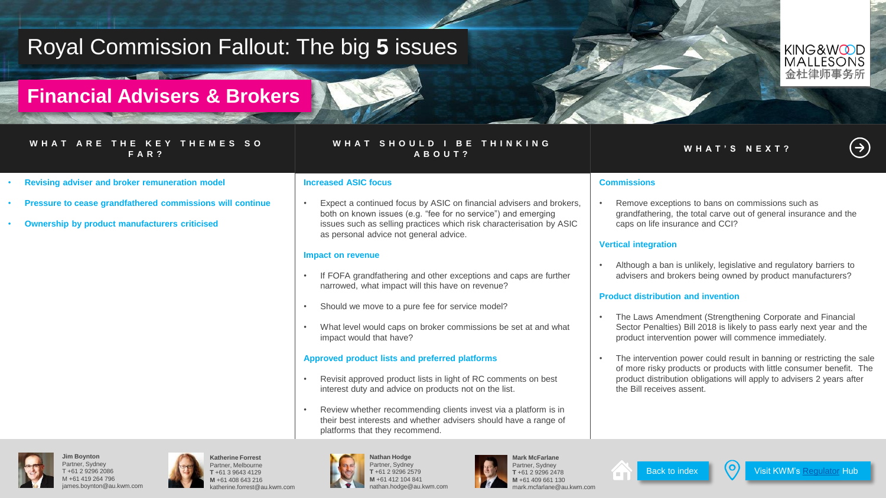# Royal Commission Fallout: The big **5** issues

## Financial Advisers & Brokers

### WHAT ARE THE KEY THEMES SO FAR?

- **Revising adviser and broker remuneration model**
- **Pressure to cease grandfathered commissions will continue**
- **Ownership by product manufacturers criticised**

### WHAT SHOULD I BE THINKING ABOUT?

**Increased ASIC focus**

- Expect a continued focus by ASIC on financial advisers and brokers, both on known issues (e.g. "fee for no service") and emerging issues such as selling practices which risk characterisation by ASIC as personal advice not general advice.

**Impact on revenue**

- If FOFA grandfathering and other exceptions and caps are further narrowed, what impact will this have on revenue?
- Should we move to a pure fee for service model?
- What level would caps on broker commissions be set at and what impact would that have?

**Approved product lists and preferred platforms**

- Revisit approved product lists in light of RC comments on best interest duty and advice on products not on the list.
- Review whether recommending clients invest via a platform is in their best interests and whether advisers should have a range of platforms that they recommend.

### WHAT'S NEXT?

**Commissions**

- Remove exceptions to bans on commissions such as grandfathering, the total carve out of general insurance and the caps on life insurance and CCI?

**Vertical integration**

- Although a ban is unlikely, legislative and regulatory barriers to advisers and brokers being owned by product manufacturers?

**Product distribution and invention**

- The Laws Amendment (Strengthening Corporate and Financial Sector Penalties) Bill 2018 is likely to pass early next year and the product intervention power will commence immediately.
- The intervention power could result in banning or restricting the sale of more risky products or products with little consumer benefit. The product distribution obligations will apply to advisers 2 years after the Bill receives assent.

---

**Jim Boynton**
Partner, Sydney
T +61 2 9296 2086
M +61 419 264 796
james.boynton@au.kwm.com

**Katherine Forrest**
Partner, Melbourne
**T** +61 3 9643 4129
**M** +61 408 643 216
katherine.forrest@au.kwm.com

**Nathan Hodge**
Partner, Sydney
**T** +61 2 9296 2579
**M** +61 412 104 841
nathan.hodge@au.kwm.com

**Mark McFarlane**
Partner, Sydney
**T** +61 2 9296 2478
**M** +61 409 661 130
mark.mcfarlane@au.kwm.com

Back to index

Visit KWM's Regulator Hub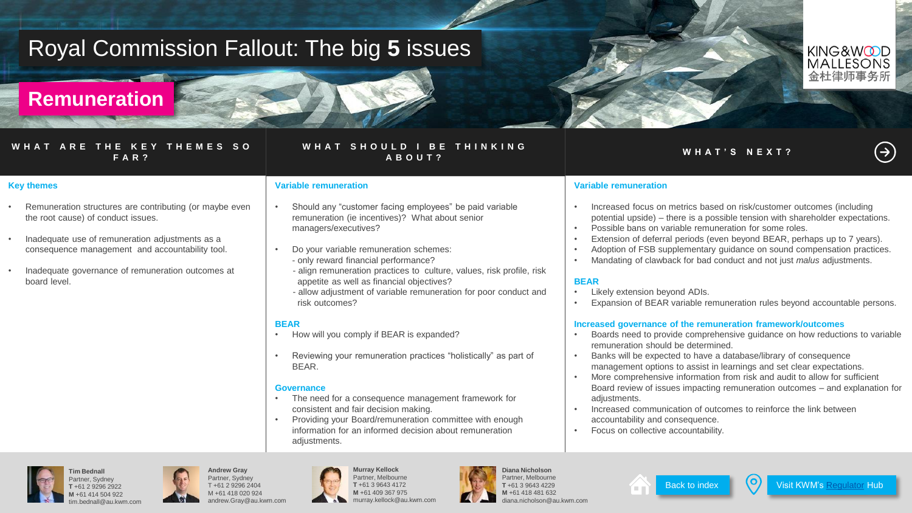# Royal Commission Fallout: The big **5** issues

## Remuneration

### WHAT ARE THE KEY THEMES SO FAR?

**Key themes**

- Remuneration structures are contributing (or maybe even the root cause) of conduct issues.
- Inadequate use of remuneration adjustments as a consequence management and accountability tool.
- Inadequate governance of remuneration outcomes at board level.

### WHAT SHOULD I BE THINKING ABOUT?

**Variable remuneration**

- Should any "customer facing employees" be paid variable remuneration (ie incentives)? What about senior managers/executives?
- Do your variable remuneration schemes:
  - only reward financial performance?
  - align remuneration practices to culture, values, risk profile, risk appetite as well as financial objectives?
  - allow adjustment of variable remuneration for poor conduct and risk outcomes?

**BEAR**

- How will you comply if BEAR is expanded?
- Reviewing your remuneration practices "holistically" as part of BEAR.

**Governance**

- The need for a consequence management framework for consistent and fair decision making.
- Providing your Board/remuneration committee with enough information for an informed decision about remuneration adjustments.

### WHAT'S NEXT?

**Variable remuneration**

- Increased focus on metrics based on risk/customer outcomes (including potential upside) – there is a possible tension with shareholder expectations.
- Possible bans on variable remuneration for some roles.
- Extension of deferral periods (even beyond BEAR, perhaps up to 7 years).
- Adoption of FSB supplementary guidance on sound compensation practices.
- Mandating of clawback for bad conduct and not just *malus* adjustments.

**BEAR**

- Likely extension beyond ADIs.
- Expansion of BEAR variable remuneration rules beyond accountable persons.

**Increased governance of the remuneration framework/outcomes**

- Boards need to provide comprehensive guidance on how reductions to variable remuneration should be determined.
- Banks will be expected to have a database/library of consequence management options to assist in learnings and set clear expectations.
- More comprehensive information from risk and audit to allow for sufficient Board review of issues impacting remuneration outcomes – and explanation for adjustments.
- Increased communication of outcomes to reinforce the link between accountability and consequence.
- Focus on collective accountability.

---

**Tim Bednall**
Partner, Sydney
**T** +61 2 9296 2922
**M** +61 414 504 922
tim.bednall@au.kwm.com

**Andrew Gray**
Partner, Sydney
T +61 2 9296 2404
M +61 418 020 924
andrew.Gray@au.kwm.com

**Murray Kellock**
Partner, Melbourne
**T** +61 3 9643 4172
**M** +61 409 367 975
murray.kellock@au.kwm.com

**Diana Nicholson**
Partner, Melbourne
**T** +61 3 9643 4229
**M** +61 418 481 632
diana.nicholson@au.kwm.com

Back to index

Visit KWM's Regulator Hub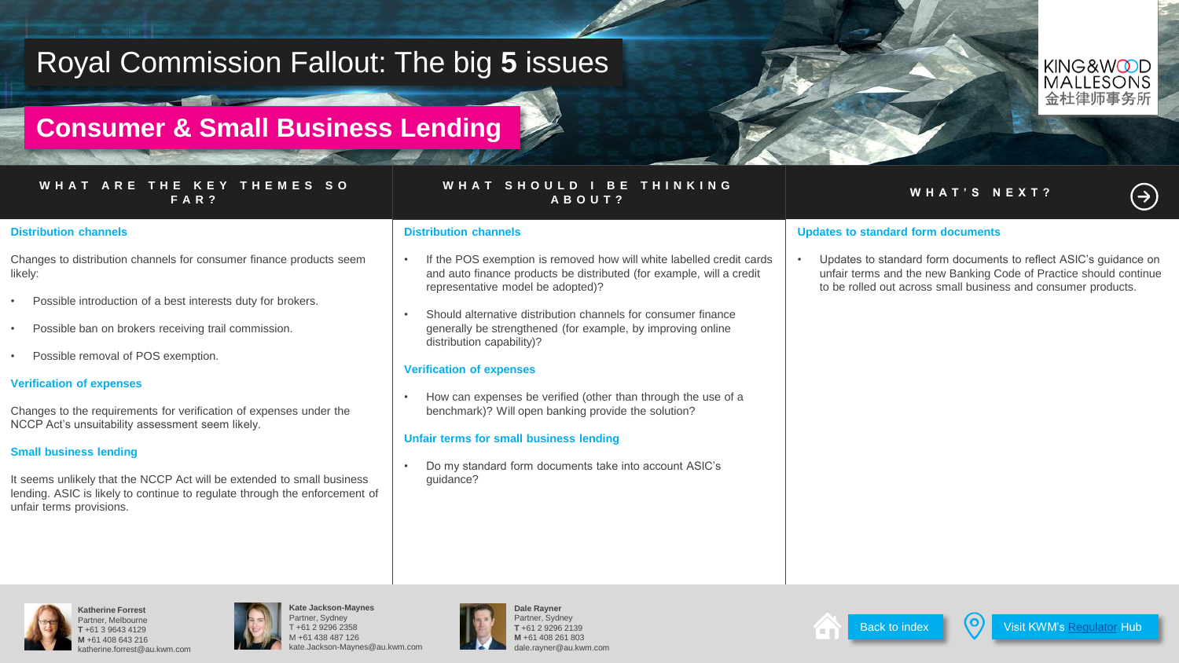# Royal Commission Fallout: The big **5** issues

## Consumer & Small Business Lending

### WHAT ARE THE KEY THEMES SO FAR?

**Distribution channels**

Changes to distribution channels for consumer finance products seem likely:

- Possible introduction of a best interests duty for brokers.
- Possible ban on brokers receiving trail commission.
- Possible removal of POS exemption.

**Verification of expenses**

Changes to the requirements for verification of expenses under the NCCP Act's unsuitability assessment seem likely.

**Small business lending**

It seems unlikely that the NCCP Act will be extended to small business lending. ASIC is likely to continue to regulate through the enforcement of unfair terms provisions.

### WHAT SHOULD I BE THINKING ABOUT?

**Distribution channels**

- If the POS exemption is removed how will white labelled credit cards and auto finance products be distributed (for example, will a credit representative model be adopted)?
- Should alternative distribution channels for consumer finance generally be strengthened (for example, by improving online distribution capability)?

**Verification of expenses**

- How can expenses be verified (other than through the use of a benchmark)? Will open banking provide the solution?

**Unfair terms for small business lending**

- Do my standard form documents take into account ASIC's guidance?

### WHAT'S NEXT?

**Updates to standard form documents**

- Updates to standard form documents to reflect ASIC's guidance on unfair terms and the new Banking Code of Practice should continue to be rolled out across small business and consumer products.

---

**Katherine Forrest**
Partner, Melbourne
**T** +61 3 9643 4129
**M** +61 408 643 216
katherine.forrest@au.kwm.com

**Kate Jackson-Maynes**
Partner, Sydney
T +61 2 9296 2358
M +61 438 487 126
kate.Jackson-Maynes@au.kwm.com

**Dale Rayner**
Partner, Sydney
**T** +61 2 9296 2139
**M** +61 408 261 803
dale.rayner@au.kwm.com

Back to index

Visit KWM's Regulator Hub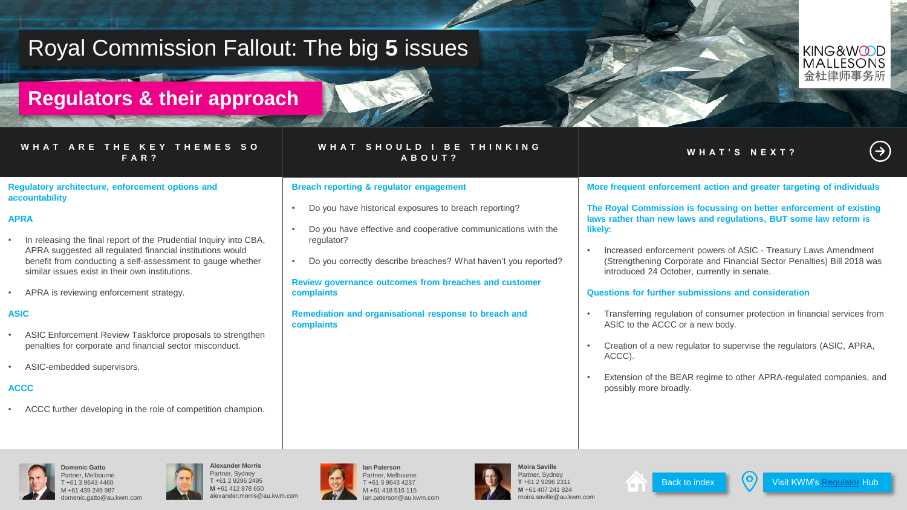# Royal Commission Fallout: The big **5** issues

## Regulators & their approach

KING&WOOD MALLESONS
金杜律师事务所

### WHAT ARE THE KEY THEMES SO FAR?

**Regulatory architecture, enforcement options and accountability**

**APRA**

- In releasing the final report of the Prudential Inquiry into CBA, APRA suggested all regulated financial institutions would benefit from conducting a self-assessment to gauge whether similar issues exist in their own institutions.
- APRA is reviewing enforcement strategy.

**ASIC**

- ASIC Enforcement Review Taskforce proposals to strengthen penalties for corporate and financial sector misconduct.
- ASIC-embedded supervisors.

**ACCC**

- ACCC further developing in the role of competition champion.

### WHAT SHOULD I BE THINKING ABOUT?

**Breach reporting & regulator engagement**

- Do you have historical exposures to breach reporting?
- Do you have effective and cooperative communications with the regulator?
- Do you correctly describe breaches? What haven't you reported?

**Review governance outcomes from breaches and customer complaints**

**Remediation and organisational response to breach and complaints**

### WHAT'S NEXT?

**More frequent enforcement action and greater targeting of individuals**

**The Royal Commission is focussing on better enforcement of existing laws rather than new laws and regulations, BUT some law reform is likely:**

- Increased enforcement powers of ASIC - Treasury Laws Amendment (Strengthening Corporate and Financial Sector Penalties) Bill 2018 was introduced 24 October, currently in senate.

**Questions for further submissions and consideration**

- Transferring regulation of consumer protection in financial services from ASIC to the ACCC or a new body.
- Creation of a new regulator to supervise the regulators (ASIC, APRA, ACCC).
- Extension of the BEAR regime to other APRA-regulated companies, and possibly more broadly.

---

**Domenic Gatto**
Partner, Melbourne
T +61 3 9643 4460
M +61 439 249 987
domenic.gatto@au.kwm.com

**Alexander Morris**
Partner, Sydney
**T** +61 2 9296 2495
**M** +61 412 878 650
alexander.morris@au.kwm.com

**Ian Paterson**
Partner, Melbourne
T +61 3 9643 4237
M +61 418 516 115
Ian.paterson@au.kwm.com

**Moira Saville**
Partner, Sydney
**T** +61 2 9296 2311
**M** +61 407 241 824
moira.saville@au.kwm.com

Back to index

Visit KWM's Regulator Hub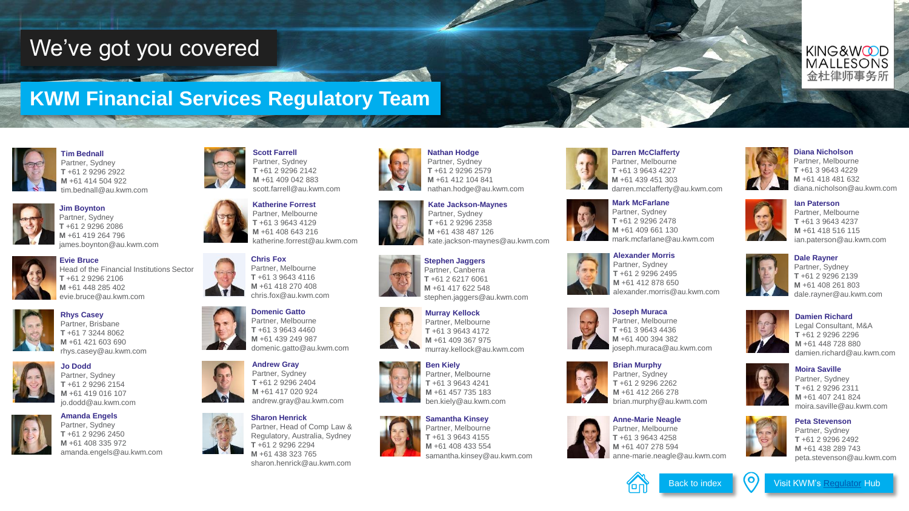# We've got you covered

## KWM Financial Services Regulatory Team

KING&WOOD MALLESONS 金杜律师事务所

**Tim Bednall**
Partner, Sydney
**T** +61 2 9296 2922
**M** +61 414 504 922
tim.bednall@au.kwm.com

**Jim Boynton**
Partner, Sydney
**T** +61 2 9296 2086
**M** +61 419 264 796
james.boynton@au.kwm.com

**Evie Bruce**
Head of the Financial Institutions Sector
**T** +61 2 9296 2106
**M** +61 448 285 402
evie.bruce@au.kwm.com

**Rhys Casey**
Partner, Brisbane
**T** +61 7 3244 8062
**M** +61 421 603 690
rhys.casey@au.kwm.com

**Jo Dodd**
Partner, Sydney
**T** +61 2 9296 2154
**M** +61 419 016 107
jo.dodd@au.kwm.com

**Amanda Engels**
Partner, Sydney
**T** +61 2 9296 2450
**M** +61 408 335 972
amanda.engels@au.kwm.com

**Scott Farrell**
Partner, Sydney
**T** +61 2 9296 2142
**M** +61 409 042 883
scott.farrell@au.kwm.com

**Katherine Forrest**
Partner, Melbourne
**T** +61 3 9643 4129
**M** +61 408 643 216
katherine.forrest@au.kwm.com

**Chris Fox**
Partner, Melbourne
**T** +61 3 9643 4116
**M** +61 418 270 408
chris.fox@au.kwm.com

**Domenic Gatto**
Partner, Melbourne
**T** +61 3 9643 4460
**M** +61 439 249 987
domenic.gatto@au.kwm.com

**Andrew Gray**
Partner, Sydney
**T** +61 2 9296 2404
**M** +61 417 020 924
andrew.gray@au.kwm.com

**Sharon Henrick**
Partner, Head of Comp Law & Regulatory, Australia, Sydney
**T** +61 2 9296 2294
**M** +61 438 323 765
sharon.henrick@au.kwm.com

**Nathan Hodge**
Partner, Sydney
**T** +61 2 9296 2579
**M** +61 412 104 841
nathan.hodge@au.kwm.com

**Kate Jackson-Maynes**
Partner, Sydney
**T** +61 2 9296 2358
**M** +61 438 487 126
kate.jackson-maynes@au.kwm.com

**Stephen Jaggers**
Partner, Canberra
**T** +61 2 6217 6061
**M** +61 417 622 548
stephen.jaggers@au.kwm.com

**Murray Kellock**
Partner, Melbourne
**T** +61 3 9643 4172
**M** +61 409 367 975
murray.kellock@au.kwm.com

**Ben Kiely**
Partner, Melbourne
**T** +61 3 9643 4241
**M** +61 457 735 183
ben.kiely@au.kwm.com

**Samantha Kinsey**
Partner, Melbourne
**T** +61 3 9643 4155
**M** +61 408 433 554
samantha.kinsey@au.kwm.com

**Darren McClafferty**
Partner, Melbourne
**T** +61 3 9643 4227
**M** +61 439 451 303
darren.mcclafferty@au.kwm.com

**Mark McFarlane**
Partner, Sydney
**T** +61 2 9296 2478
**M** +61 409 661 130
mark.mcfarlane@au.kwm.com

**Alexander Morris**
Partner, Sydney
**T** +61 2 9296 2495
**M** +61 412 878 650
alexander.morris@au.kwm.com

**Joseph Muraca**
Partner, Melbourne
**T** +61 3 9643 4436
**M** +61 400 394 382
joseph.muraca@au.kwm.com

**Brian Murphy**
Partner, Sydney
**T** +61 2 9296 2262
**M** +61 412 266 278
brian.murphy@au.kwm.com

**Anne-Marie Neagle**
Partner, Melbourne
**T** +61 3 9643 4258
**M** +61 407 278 594
anne-marie.neagle@au.kwm.com

**Diana Nicholson**
Partner, Melbourne
**T** +61 3 9643 4229
**M** +61 418 481 632
diana.nicholson@au.kwm.com

**Ian Paterson**
Partner, Melbourne
**T** +61 3 9643 4237
**M** +61 418 516 115
ian.paterson@au.kwm.com

**Dale Rayner**
Partner, Sydney
**T** +61 2 9296 2139
**M** +61 408 261 803
dale.rayner@au.kwm.com

**Damien Richard**
Legal Consultant, M&A
**T** +61 2 9296 2296
**M** +61 448 728 880
damien.richard@au.kwm.com

**Moira Saville**
Partner, Sydney
**T** +61 2 9296 2311
**M** +61 407 241 824
moira.saville@au.kwm.com

**Peta Stevenson**
Partner, Sydney
**T** +61 2 9296 2492
**M** +61 438 289 743
peta.stevenson@au.kwm.com

Back to index

Visit KWM's Regulator Hub